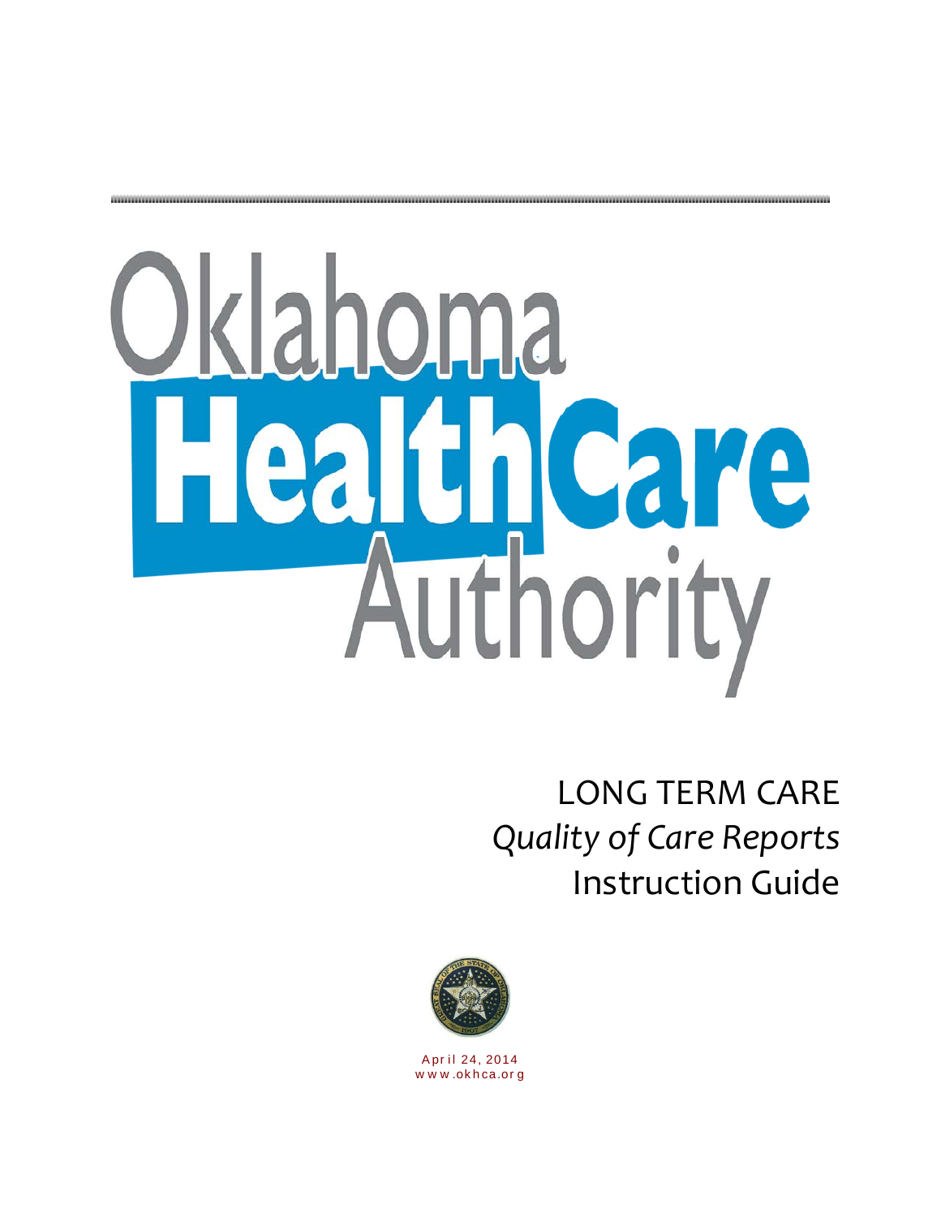Oklahoma Health Care Authority

# LONG TERM CARE

## *Quality of Care Reports*

## Instruction Guide

April 24, 2014

www.okhca.org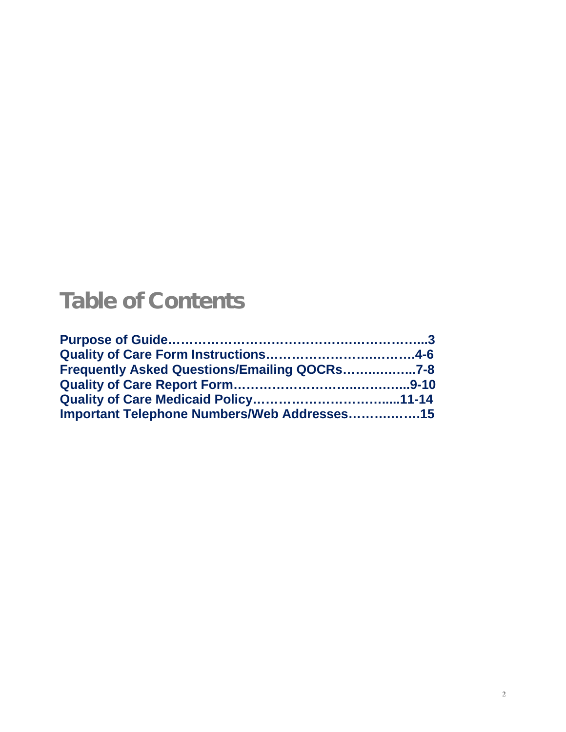# Table of Contents

**Purpose of Guide…………………………………….………………...3**
**Quality of Care Form Instructions……………………..…………….4-6**
**Frequently Asked Questions/Emailing QOCRs……..………..7-8**
**Quality of Care Report Form……………………..…………..9-10**
**Quality of Care Medicaid Policy………………………….....11-14**
**Important Telephone Numbers/Web Addresses……..…….15**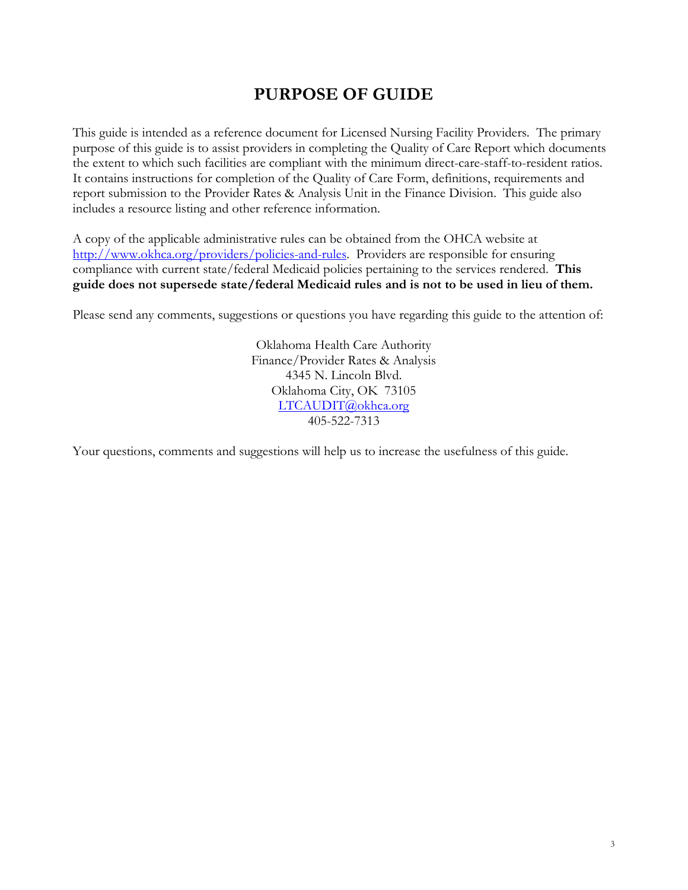# PURPOSE OF GUIDE

This guide is intended as a reference document for Licensed Nursing Facility Providers. The primary purpose of this guide is to assist providers in completing the Quality of Care Report which documents the extent to which such facilities are compliant with the minimum direct-care-staff-to-resident ratios. It contains instructions for completion of the Quality of Care Form, definitions, requirements and report submission to the Provider Rates & Analysis Unit in the Finance Division. This guide also includes a resource listing and other reference information.

A copy of the applicable administrative rules can be obtained from the OHCA website at http://www.okhca.org/providers/policies-and-rules. Providers are responsible for ensuring compliance with current state/federal Medicaid policies pertaining to the services rendered. **This guide does not supersede state/federal Medicaid rules and is not to be used in lieu of them.**

Please send any comments, suggestions or questions you have regarding this guide to the attention of:

Oklahoma Health Care Authority
Finance/Provider Rates & Analysis
4345 N. Lincoln Blvd.
Oklahoma City, OK 73105
LTCAUDIT@okhca.org
405-522-7313

Your questions, comments and suggestions will help us to increase the usefulness of this guide.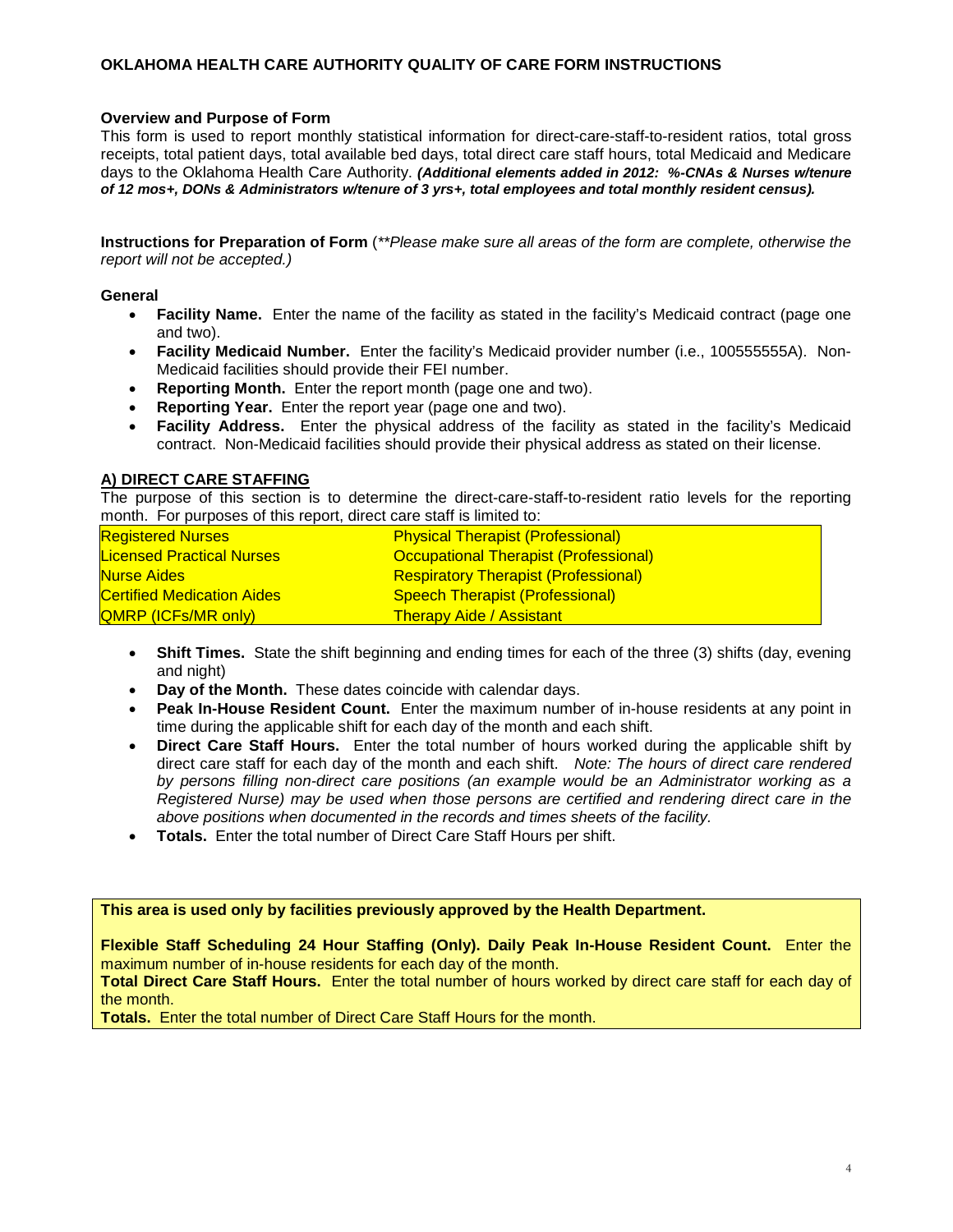# OKLAHOMA HEALTH CARE AUTHORITY QUALITY OF CARE FORM INSTRUCTIONS

**Overview and Purpose of Form**

This form is used to report monthly statistical information for direct-care-staff-to-resident ratios, total gross receipts, total patient days, total available bed days, total direct care staff hours, total Medicaid and Medicare days to the Oklahoma Health Care Authority. ***(Additional elements added in 2012: %-CNAs & Nurses w/tenure of 12 mos+, DONs & Administrators w/tenure of 3 yrs+, total employees and total monthly resident census).***

**Instructions for Preparation of Form** (*\*\*Please make sure all areas of the form are complete, otherwise the report will not be accepted.)*

**General**

- **Facility Name.** Enter the name of the facility as stated in the facility's Medicaid contract (page one and two).
- **Facility Medicaid Number.** Enter the facility's Medicaid provider number (i.e., 100555555A). Non-Medicaid facilities should provide their FEI number.
- **Reporting Month.** Enter the report month (page one and two).
- **Reporting Year.** Enter the report year (page one and two).
- **Facility Address.** Enter the physical address of the facility as stated in the facility's Medicaid contract. Non-Medicaid facilities should provide their physical address as stated on their license.

**A) DIRECT CARE STAFFING**

The purpose of this section is to determine the direct-care-staff-to-resident ratio levels for the reporting month. For purposes of this report, direct care staff is limited to:

| | |
|---|---|
| Registered Nurses | Physical Therapist (Professional) |
| Licensed Practical Nurses | Occupational Therapist (Professional) |
| Nurse Aides | Respiratory Therapist (Professional) |
| Certified Medication Aides | Speech Therapist (Professional) |
| QMRP (ICFs/MR only) | Therapy Aide / Assistant |

- **Shift Times.** State the shift beginning and ending times for each of the three (3) shifts (day, evening and night)
- **Day of the Month.** These dates coincide with calendar days.
- **Peak In-House Resident Count.** Enter the maximum number of in-house residents at any point in time during the applicable shift for each day of the month and each shift.
- **Direct Care Staff Hours.** Enter the total number of hours worked during the applicable shift by direct care staff for each day of the month and each shift. *Note: The hours of direct care rendered by persons filling non-direct care positions (an example would be an Administrator working as a Registered Nurse) may be used when those persons are certified and rendering direct care in the above positions when documented in the records and times sheets of the facility.*
- **Totals.** Enter the total number of Direct Care Staff Hours per shift.

**This area is used only by facilities previously approved by the Health Department.**

**Flexible Staff Scheduling 24 Hour Staffing (Only). Daily Peak In-House Resident Count.** Enter the maximum number of in-house residents for each day of the month.

**Total Direct Care Staff Hours.** Enter the total number of hours worked by direct care staff for each day of the month.

**Totals.** Enter the total number of Direct Care Staff Hours for the month.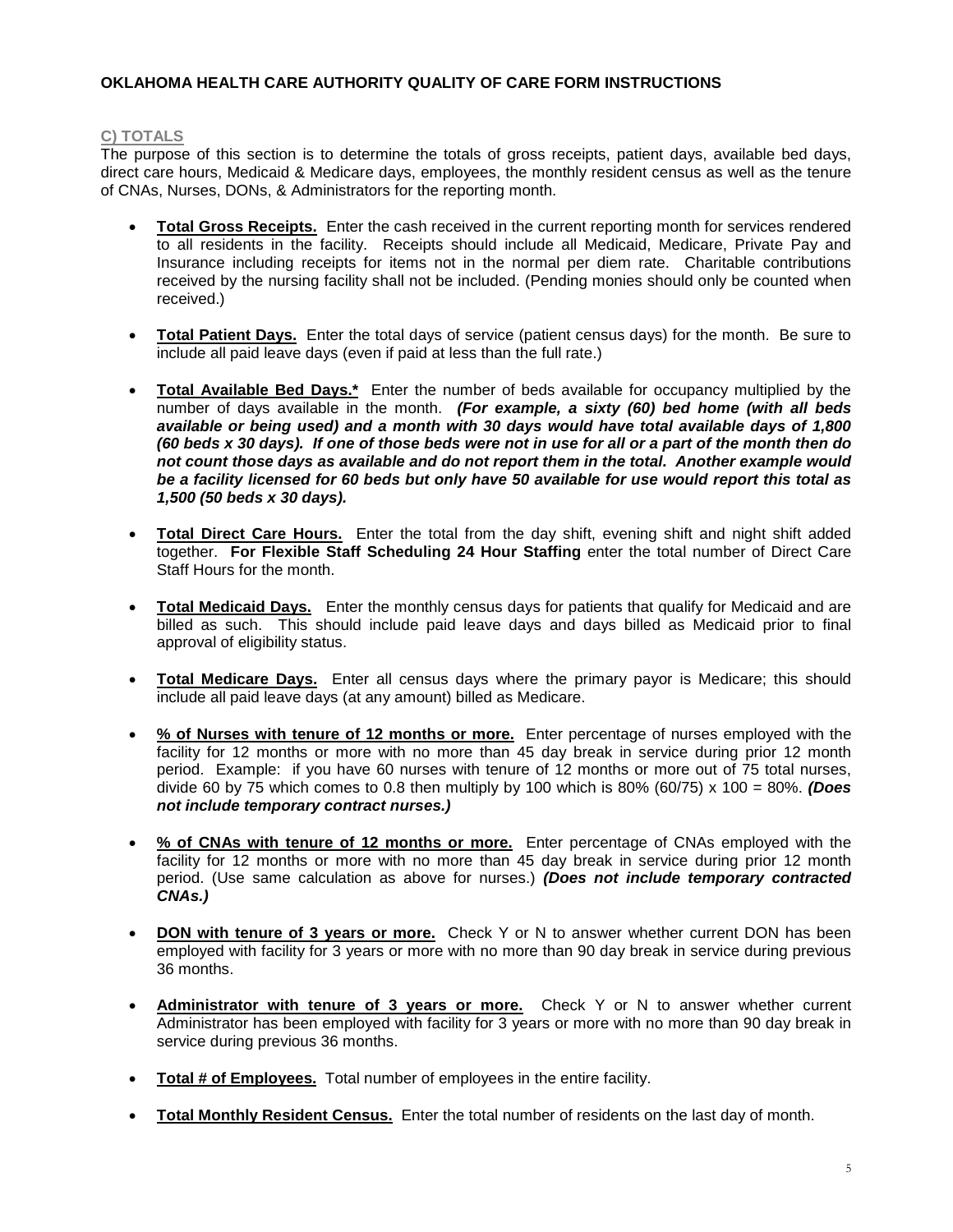**OKLAHOMA HEALTH CARE AUTHORITY QUALITY OF CARE FORM INSTRUCTIONS**

## C) TOTALS

The purpose of this section is to determine the totals of gross receipts, patient days, available bed days, direct care hours, Medicaid & Medicare days, employees, the monthly resident census as well as the tenure of CNAs, Nurses, DONs, & Administrators for the reporting month.

- **Total Gross Receipts.** Enter the cash received in the current reporting month for services rendered to all residents in the facility. Receipts should include all Medicaid, Medicare, Private Pay and Insurance including receipts for items not in the normal per diem rate. Charitable contributions received by the nursing facility shall not be included. (Pending monies should only be counted when received.)

- **Total Patient Days.** Enter the total days of service (patient census days) for the month. Be sure to include all paid leave days (even if paid at less than the full rate.)

- **Total Available Bed Days.*** Enter the number of beds available for occupancy multiplied by the number of days available in the month. ***(For example, a sixty (60) bed home (with all beds available or being used) and a month with 30 days would have total available days of 1,800 (60 beds x 30 days). If one of those beds were not in use for all or a part of the month then do not count those days as available and do not report them in the total. Another example would be a facility licensed for 60 beds but only have 50 available for use would report this total as 1,500 (50 beds x 30 days).***

- **Total Direct Care Hours.** Enter the total from the day shift, evening shift and night shift added together. **For Flexible Staff Scheduling 24 Hour Staffing** enter the total number of Direct Care Staff Hours for the month.

- **Total Medicaid Days.** Enter the monthly census days for patients that qualify for Medicaid and are billed as such. This should include paid leave days and days billed as Medicaid prior to final approval of eligibility status.

- **Total Medicare Days.** Enter all census days where the primary payor is Medicare; this should include all paid leave days (at any amount) billed as Medicare.

- **% of Nurses with tenure of 12 months or more.** Enter percentage of nurses employed with the facility for 12 months or more with no more than 45 day break in service during prior 12 month period. Example: if you have 60 nurses with tenure of 12 months or more out of 75 total nurses, divide 60 by 75 which comes to 0.8 then multiply by 100 which is 80% (60/75) x 100 = 80%. ***(Does not include temporary contract nurses.)***

- **% of CNAs with tenure of 12 months or more.** Enter percentage of CNAs employed with the facility for 12 months or more with no more than 45 day break in service during prior 12 month period. (Use same calculation as above for nurses.) ***(Does not include temporary contracted CNAs.)***

- **DON with tenure of 3 years or more.** Check Y or N to answer whether current DON has been employed with facility for 3 years or more with no more than 90 day break in service during previous 36 months.

- **Administrator with tenure of 3 years or more.** Check Y or N to answer whether current Administrator has been employed with facility for 3 years or more with no more than 90 day break in service during previous 36 months.

- **Total # of Employees.** Total number of employees in the entire facility.

- **Total Monthly Resident Census.** Enter the total number of residents on the last day of month.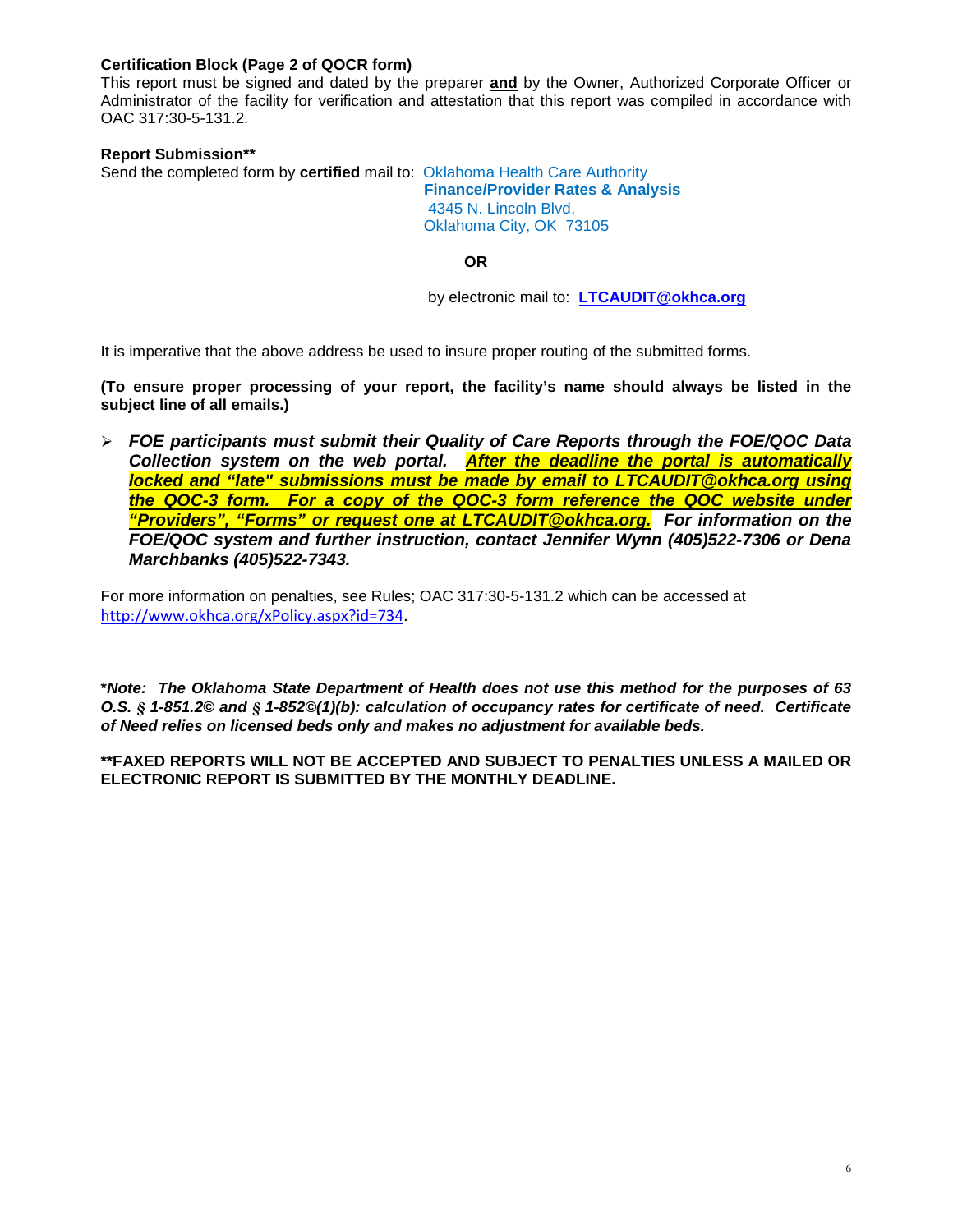**Certification Block (Page 2 of QOCR form)**

This report must be signed and dated by the preparer **and** by the Owner, Authorized Corporate Officer or Administrator of the facility for verification and attestation that this report was compiled in accordance with OAC 317:30-5-131.2.

**Report Submission****

Send the completed form by **certified** mail to: Oklahoma Health Care Authority
**Finance/Provider Rates & Analysis**
4345 N. Lincoln Blvd.
Oklahoma City, OK 73105

**OR**

by electronic mail to: **LTCAUDIT@okhca.org**

It is imperative that the above address be used to insure proper routing of the submitted forms.

**(To ensure proper processing of your report, the facility's name should always be listed in the subject line of all emails.)**

- ***FOE participants must submit their Quality of Care Reports through the FOE/QOC Data Collection system on the web portal. After the deadline the portal is automatically locked and "late" submissions must be made by email to LTCAUDIT@okhca.org using the QOC-3 form. For a copy of the QOC-3 form reference the QOC website under "Providers", "Forms" or request one at LTCAUDIT@okhca.org. For information on the FOE/QOC system and further instruction, contact Jennifer Wynn (405)522-7306 or Dena Marchbanks (405)522-7343.***

For more information on penalties, see Rules; OAC 317:30-5-131.2 which can be accessed at http://www.okhca.org/xPolicy.aspx?id=734.

***Note: The Oklahoma State Department of Health does not use this method for the purposes of 63 O.S. § 1-851.2© and § 1-852©(1)(b): calculation of occupancy rates for certificate of need. Certificate of Need relies on licensed beds only and makes no adjustment for available beds.***

****FAXED REPORTS WILL NOT BE ACCEPTED AND SUBJECT TO PENALTIES UNLESS A MAILED OR ELECTRONIC REPORT IS SUBMITTED BY THE MONTHLY DEADLINE.**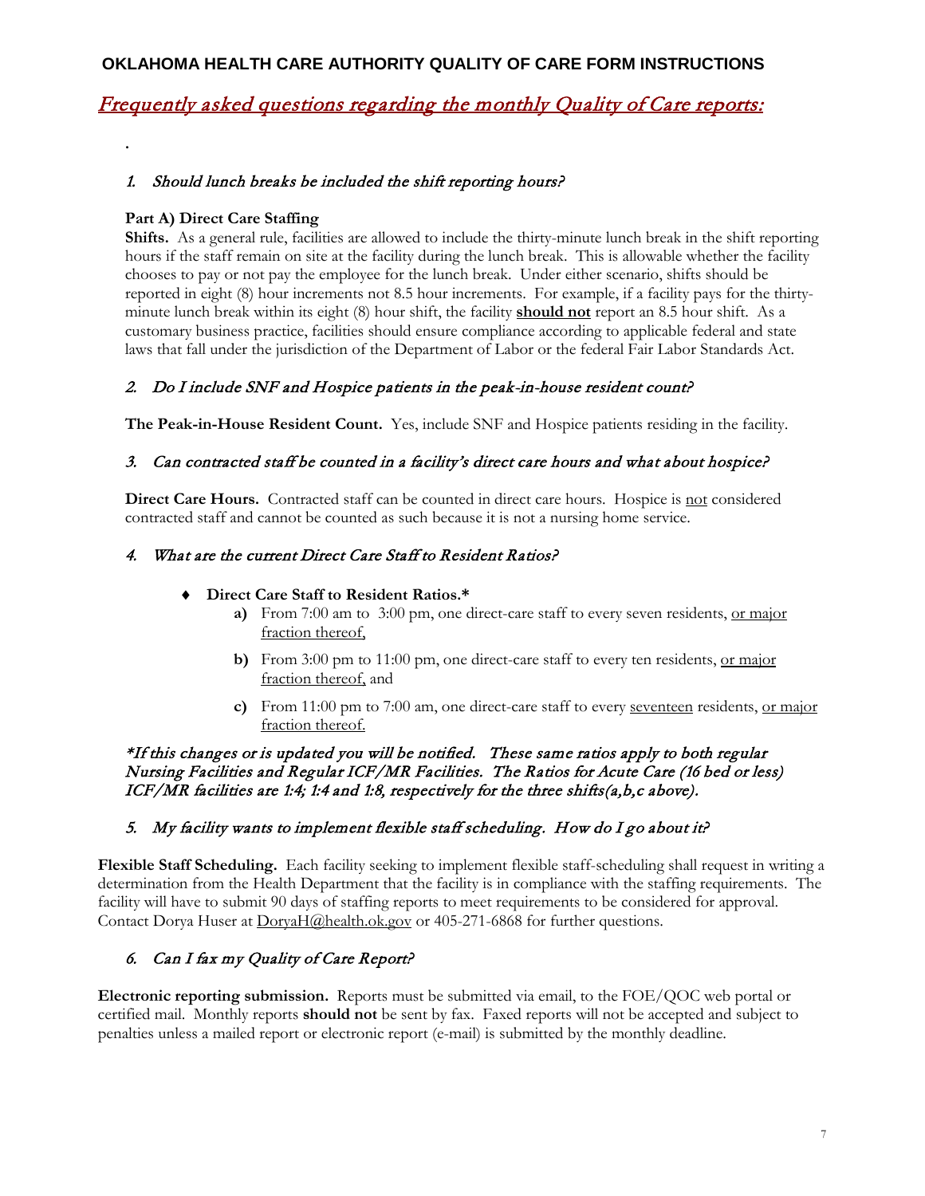# OKLAHOMA HEALTH CARE AUTHORITY QUALITY OF CARE FORM INSTRUCTIONS

## *Frequently asked questions regarding the monthly Quality of Care reports:*

.

### *1. Should lunch breaks be included the shift reporting hours?*

**Part A) Direct Care Staffing**

**Shifts.** As a general rule, facilities are allowed to include the thirty-minute lunch break in the shift reporting hours if the staff remain on site at the facility during the lunch break. This is allowable whether the facility chooses to pay or not pay the employee for the lunch break. Under either scenario, shifts should be reported in eight (8) hour increments not 8.5 hour increments. For example, if a facility pays for the thirty-minute lunch break within its eight (8) hour shift, the facility **should not** report an 8.5 hour shift. As a customary business practice, facilities should ensure compliance according to applicable federal and state laws that fall under the jurisdiction of the Department of Labor or the federal Fair Labor Standards Act.

### *2. Do I include SNF and Hospice patients in the peak-in-house resident count?*

**The Peak-in-House Resident Count.** Yes, include SNF and Hospice patients residing in the facility.

### *3. Can contracted staff be counted in a facility's direct care hours and what about hospice?*

**Direct Care Hours.** Contracted staff can be counted in direct care hours. Hospice is not considered contracted staff and cannot be counted as such because it is not a nursing home service.

### *4. What are the current Direct Care Staff to Resident Ratios?*

- **Direct Care Staff to Resident Ratios.***
  - **a)** From 7:00 am to 3:00 pm, one direct-care staff to every seven residents, or major fraction thereof,
  - **b)** From 3:00 pm to 11:00 pm, one direct-care staff to every ten residents, or major fraction thereof, and
  - **c)** From 11:00 pm to 7:00 am, one direct-care staff to every seventeen residents, or major fraction thereof.

***If this changes or is updated you will be notified. These same ratios apply to both regular Nursing Facilities and Regular ICF/MR Facilities. The Ratios for Acute Care (16 bed or less) ICF/MR facilities are 1:4; 1:4 and 1:8, respectively for the three shifts(a,b,c above).***

### *5. My facility wants to implement flexible staff scheduling. How do I go about it?*

**Flexible Staff Scheduling.** Each facility seeking to implement flexible staff-scheduling shall request in writing a determination from the Health Department that the facility is in compliance with the staffing requirements. The facility will have to submit 90 days of staffing reports to meet requirements to be considered for approval. Contact Dorya Huser at DoryaH@health.ok.gov or 405-271-6868 for further questions.

### *6. Can I fax my Quality of Care Report?*

**Electronic reporting submission.** Reports must be submitted via email, to the FOE/QOC web portal or certified mail. Monthly reports **should not** be sent by fax. Faxed reports will not be accepted and subject to penalties unless a mailed report or electronic report (e-mail) is submitted by the monthly deadline.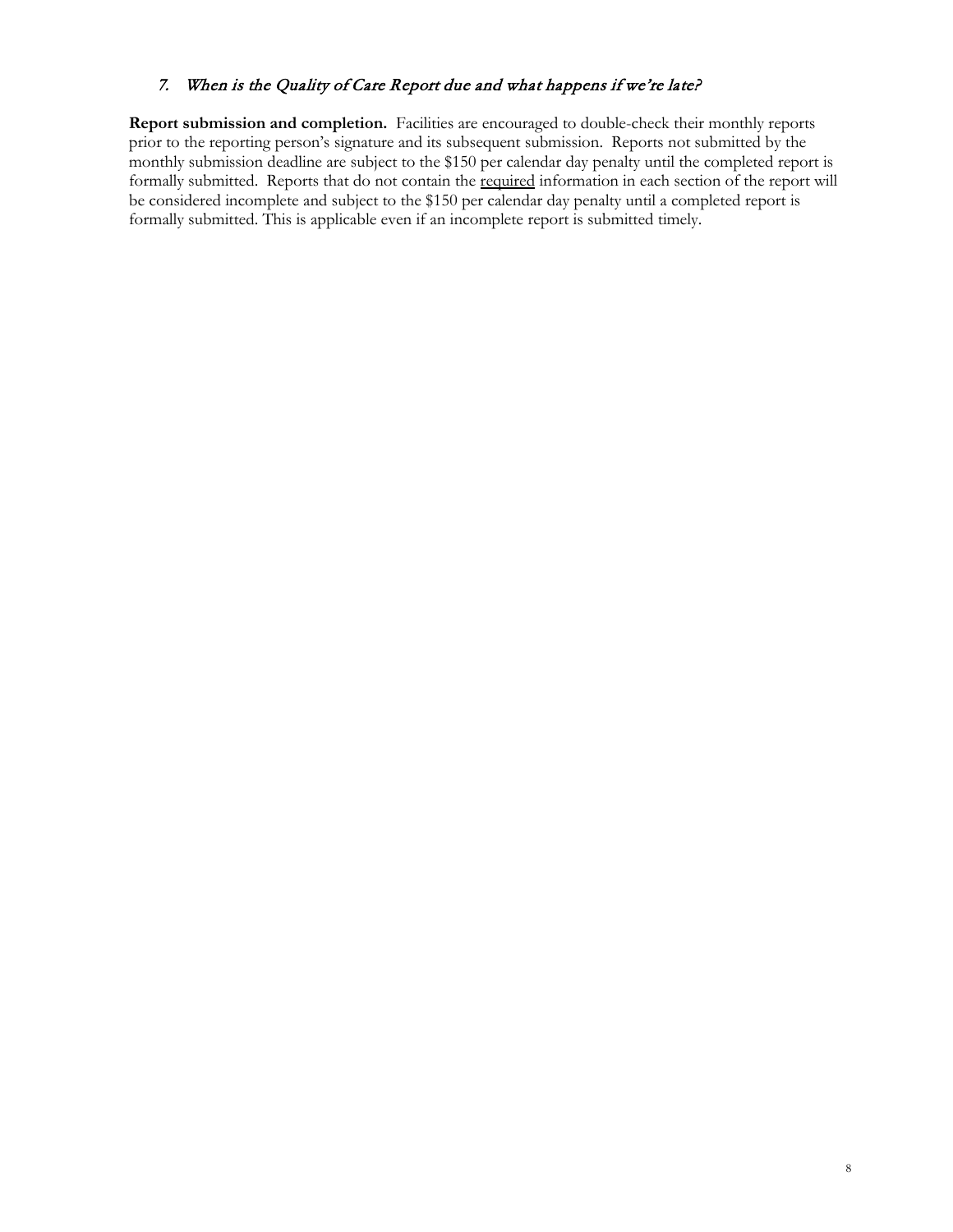### *7. When is the Quality of Care Report due and what happens if we're late?*

**Report submission and completion.** Facilities are encouraged to double-check their monthly reports prior to the reporting person's signature and its subsequent submission. Reports not submitted by the monthly submission deadline are subject to the $150 per calendar day penalty until the completed report is formally submitted. Reports that do not contain the <u>required</u> information in each section of the report will be considered incomplete and subject to the $150 per calendar day penalty until a completed report is formally submitted. This is applicable even if an incomplete report is submitted timely.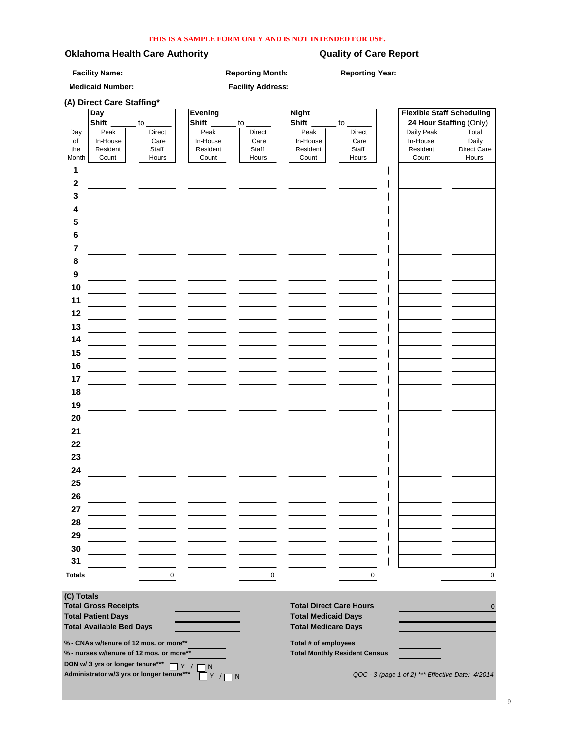THIS IS A SAMPLE FORM ONLY AND IS NOT INTENDED FOR USE.

**Oklahoma Health Care Authority** **Quality of Care Report**

**Facility Name:** ____________________ **Reporting Month:** __________ **Reporting Year:** __________

**Medicaid Number:** ____________________ **Facility Address:** ______________________________

## (A) Direct Care Staffing*

| | **Day Shift** ______ to ______ | | **Evening Shift** ______ to ______ | | **Night Shift** ______ to ______ | | **Flexible Staff Scheduling 24 Hour Staffing** (Only) | |
|---|---|---|---|---|---|---|---|---|
| Day of the Month | Peak In-House Resident Count | Direct Care Staff Hours | Peak In-House Resident Count | Direct Care Staff Hours | Peak In-House Resident Count | Direct Care Staff Hours | Daily Peak In-House Resident Count | Total Daily Direct Care Hours |
| **1** | | | | | | | | |
| **2** | | | | | | | | |
| **3** | | | | | | | | |
| **4** | | | | | | | | |
| **5** | | | | | | | | |
| **6** | | | | | | | | |
| **7** | | | | | | | | |
| **8** | | | | | | | | |
| **9** | | | | | | | | |
| **10** | | | | | | | | |
| **11** | | | | | | | | |
| **12** | | | | | | | | |
| **13** | | | | | | | | |
| **14** | | | | | | | | |
| **15** | | | | | | | | |
| **16** | | | | | | | | |
| **17** | | | | | | | | |
| **18** | | | | | | | | |
| **19** | | | | | | | | |
| **20** | | | | | | | | |
| **21** | | | | | | | | |
| **22** | | | | | | | | |
| **23** | | | | | | | | |
| **24** | | | | | | | | |
| **25** | | | | | | | | |
| **26** | | | | | | | | |
| **27** | | | | | | | | |
| **28** | | | | | | | | |
| **29** | | | | | | | | |
| **30** | | | | | | | | |
| **31** | | | | | | | | |
| **Totals** | | 0 | | 0 | | 0 | | 0 |

## (C) Totals

| | | | |
|---|---|---|---|
| **Total Gross Receipts** | | **Total Direct Care Hours** | 0 |
| **Total Patient Days** | | **Total Medicaid Days** | |
| **Total Available Bed Days** | | **Total Medicare Days** | |
| **% - CNAs w/tenure of 12 mos. or more**** | | **Total # of employees** | |
| **% - nurses w/tenure of 12 mos. or more**** | | **Total Monthly Resident Census** | |

**DON w/ 3 yrs or longer tenure***** ☐ Y / ☐ N

**Administrator w/3 yrs or longer tenure***** ☐ Y / ☐ N

*QOC - 3 (page 1 of 2) *** Effective Date: 4/2014*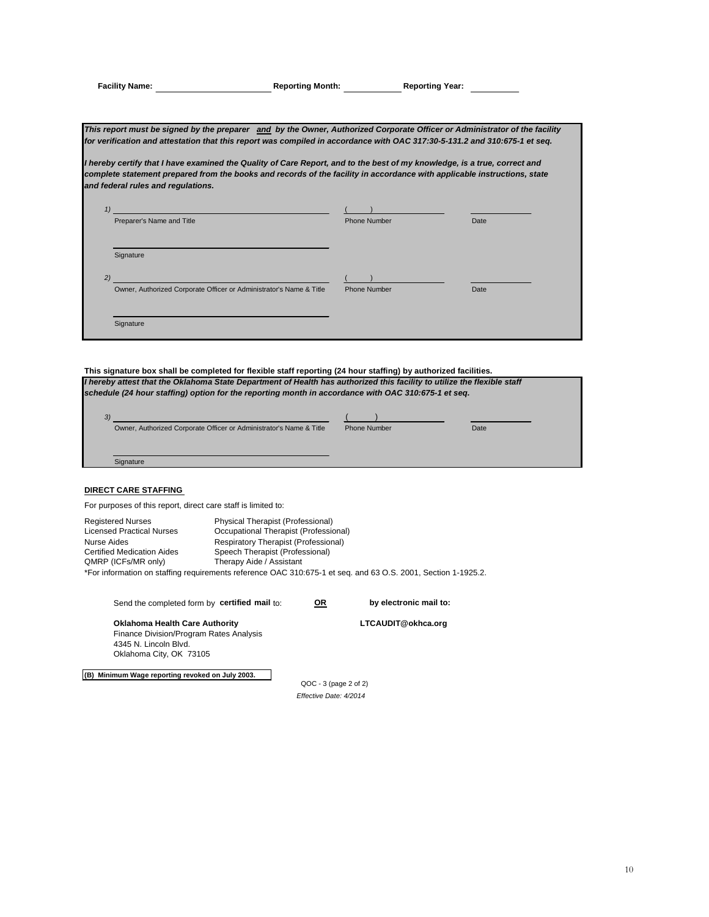**Facility Name:** \_\_\_\_\_\_\_\_\_\_\_\_\_\_\_\_\_\_\_\_ **Reporting Month:** \_\_\_\_\_\_\_\_\_\_ **Reporting Year:** \_\_\_\_\_\_\_\_

***This report must be signed by the preparer <u>and</u> by the Owner, Authorized Corporate Officer or Administrator of the facility for verification and attestation that this report was compiled in accordance with OAC 317:30-5-131.2 and 310:675-1 et seq.***

***I hereby certify that I have examined the Quality of Care Report, and to the best of my knowledge, is a true, correct and complete statement prepared from the books and records of the facility in accordance with applicable instructions, state and federal rules and regulations.***

*1)* \_\_\_\_\_\_\_\_\_\_\_\_\_\_\_\_\_\_\_\_\_\_\_\_\_\_\_\_\_\_ ( ) \_\_\_\_\_\_\_\_\_\_ \_\_\_\_\_\_\_\_\_\_

| Preparer's Name and Title | Phone Number | Date |
|---|---|---|

\_\_\_\_\_\_\_\_\_\_\_\_\_\_\_\_\_\_\_\_\_\_\_\_\_\_\_\_\_\_

Signature

*2)* \_\_\_\_\_\_\_\_\_\_\_\_\_\_\_\_\_\_\_\_\_\_\_\_\_\_\_\_\_\_ ( ) \_\_\_\_\_\_\_\_\_\_ \_\_\_\_\_\_\_\_\_\_

| Owner, Authorized Corporate Officer or Administrator's Name & Title | Phone Number | Date |
|---|---|---|

\_\_\_\_\_\_\_\_\_\_\_\_\_\_\_\_\_\_\_\_\_\_\_\_\_\_\_\_\_\_

Signature

**This signature box shall be completed for flexible staff reporting (24 hour staffing) by authorized facilities.**

***I hereby attest that the Oklahoma State Department of Health has authorized this facility to utilize the flexible staff schedule (24 hour staffing) option for the reporting month in accordance with OAC 310:675-1 et seq.***

*3)* \_\_\_\_\_\_\_\_\_\_\_\_\_\_\_\_\_\_\_\_\_\_\_\_\_\_\_\_\_\_ ( ) \_\_\_\_\_\_\_\_\_\_ \_\_\_\_\_\_\_\_\_\_

| Owner, Authorized Corporate Officer or Administrator's Name & Title | Phone Number | Date |
|---|---|---|

\_\_\_\_\_\_\_\_\_\_\_\_\_\_\_\_\_\_\_\_\_\_\_\_\_\_\_\_\_\_

Signature

**<u>DIRECT CARE STAFFING</u>**

For purposes of this report, direct care staff is limited to:

| | |
|---|---|
| Registered Nurses | Physical Therapist (Professional) |
| Licensed Practical Nurses | Occupational Therapist (Professional) |
| Nurse Aides | Respiratory Therapist (Professional) |
| Certified Medication Aides | Speech Therapist (Professional) |
| QMRP (ICFs/MR only) | Therapy Aide / Assistant |

*For information on staffing requirements reference OAC 310:675-1 et seq. and 63 O.S. 2001, Section 1-1925.2.

Send the completed form by **certified mail** to: **<u>OR</u>** **by electronic mail to:**

**Oklahoma Health Care Authority**
Finance Division/Program Rates Analysis
4345 N. Lincoln Blvd.
Oklahoma City, OK 73105

**LTCAUDIT@okhca.org**

**(B) Minimum Wage reporting revoked on July 2003.**

QOC - 3 (page 2 of 2)

*Effective Date: 4/2014*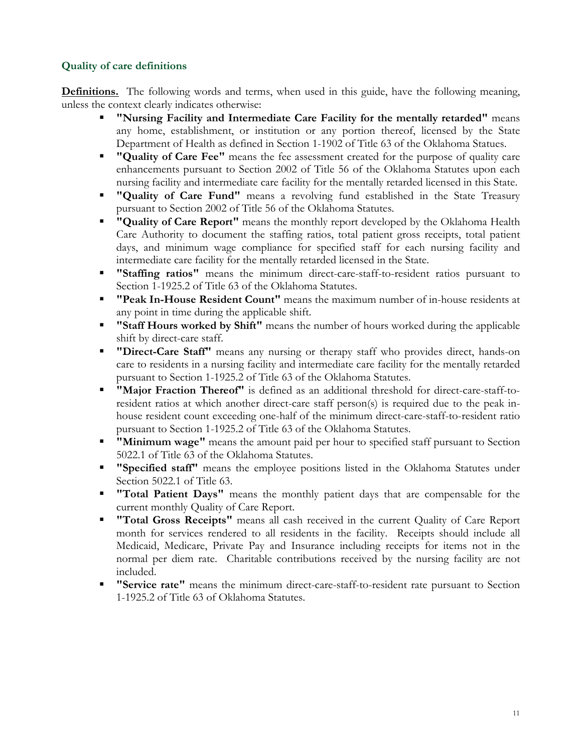### Quality of care definitions

**Definitions.** The following words and terms, when used in this guide, have the following meaning, unless the context clearly indicates otherwise:

- **"Nursing Facility and Intermediate Care Facility for the mentally retarded"** means any home, establishment, or institution or any portion thereof, licensed by the State Department of Health as defined in Section 1-1902 of Title 63 of the Oklahoma Statues.
- **"Quality of Care Fee"** means the fee assessment created for the purpose of quality care enhancements pursuant to Section 2002 of Title 56 of the Oklahoma Statutes upon each nursing facility and intermediate care facility for the mentally retarded licensed in this State.
- **"Quality of Care Fund"** means a revolving fund established in the State Treasury pursuant to Section 2002 of Title 56 of the Oklahoma Statutes.
- **"Quality of Care Report"** means the monthly report developed by the Oklahoma Health Care Authority to document the staffing ratios, total patient gross receipts, total patient days, and minimum wage compliance for specified staff for each nursing facility and intermediate care facility for the mentally retarded licensed in the State.
- **"Staffing ratios"** means the minimum direct-care-staff-to-resident ratios pursuant to Section 1-1925.2 of Title 63 of the Oklahoma Statutes.
- **"Peak In-House Resident Count"** means the maximum number of in-house residents at any point in time during the applicable shift.
- **"Staff Hours worked by Shift"** means the number of hours worked during the applicable shift by direct-care staff.
- **"Direct-Care Staff"** means any nursing or therapy staff who provides direct, hands-on care to residents in a nursing facility and intermediate care facility for the mentally retarded pursuant to Section 1-1925.2 of Title 63 of the Oklahoma Statutes.
- **"Major Fraction Thereof"** is defined as an additional threshold for direct-care-staff-to-resident ratios at which another direct-care staff person(s) is required due to the peak in-house resident count exceeding one-half of the minimum direct-care-staff-to-resident ratio pursuant to Section 1-1925.2 of Title 63 of the Oklahoma Statutes.
- **"Minimum wage"** means the amount paid per hour to specified staff pursuant to Section 5022.1 of Title 63 of the Oklahoma Statutes.
- **"Specified staff"** means the employee positions listed in the Oklahoma Statutes under Section 5022.1 of Title 63.
- **"Total Patient Days"** means the monthly patient days that are compensable for the current monthly Quality of Care Report.
- **"Total Gross Receipts"** means all cash received in the current Quality of Care Report month for services rendered to all residents in the facility. Receipts should include all Medicaid, Medicare, Private Pay and Insurance including receipts for items not in the normal per diem rate. Charitable contributions received by the nursing facility are not included.
- **"Service rate"** means the minimum direct-care-staff-to-resident rate pursuant to Section 1-1925.2 of Title 63 of Oklahoma Statutes.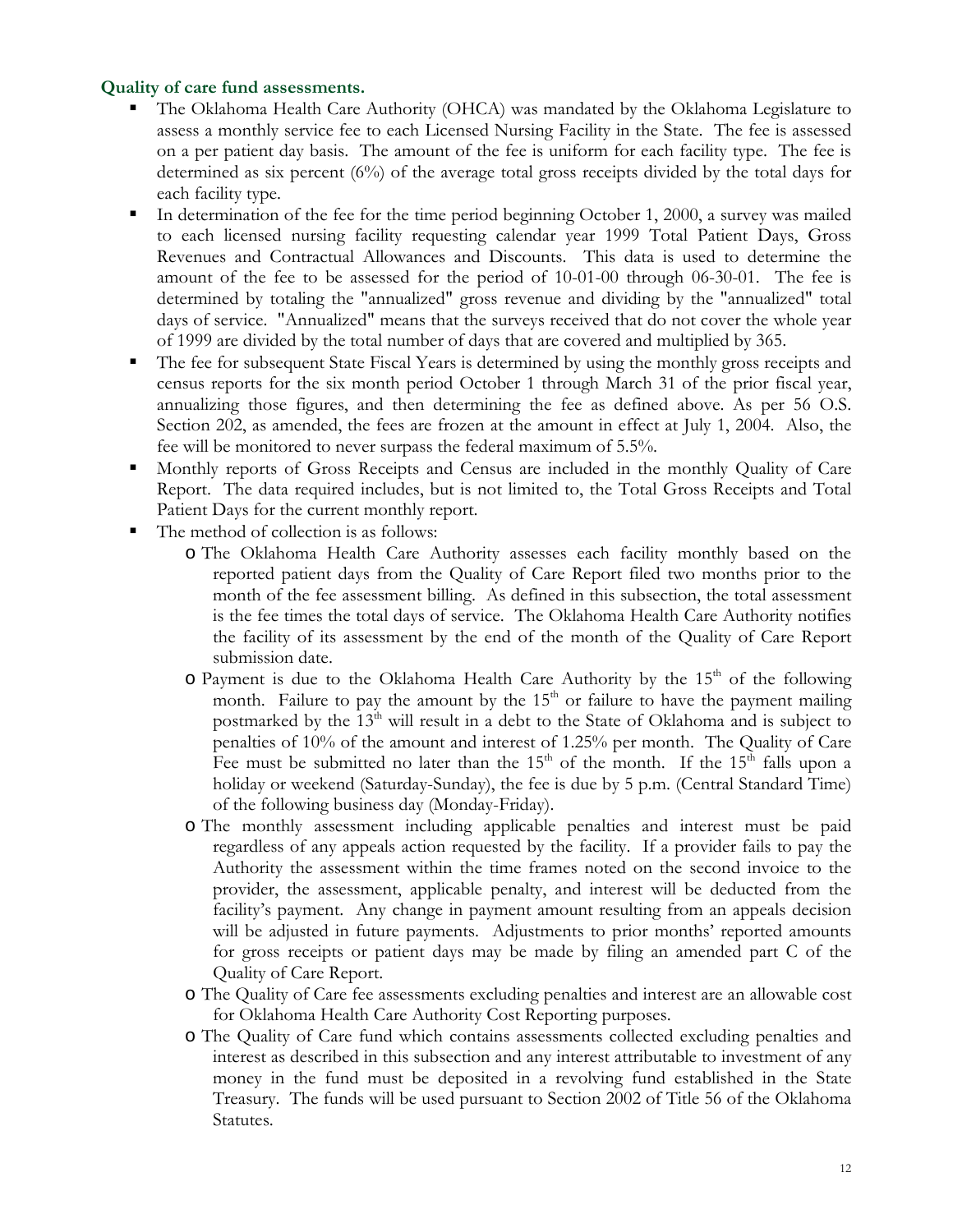**Quality of care fund assessments.**

- The Oklahoma Health Care Authority (OHCA) was mandated by the Oklahoma Legislature to assess a monthly service fee to each Licensed Nursing Facility in the State. The fee is assessed on a per patient day basis. The amount of the fee is uniform for each facility type. The fee is determined as six percent (6%) of the average total gross receipts divided by the total days for each facility type.
- In determination of the fee for the time period beginning October 1, 2000, a survey was mailed to each licensed nursing facility requesting calendar year 1999 Total Patient Days, Gross Revenues and Contractual Allowances and Discounts. This data is used to determine the amount of the fee to be assessed for the period of 10-01-00 through 06-30-01. The fee is determined by totaling the "annualized" gross revenue and dividing by the "annualized" total days of service. "Annualized" means that the surveys received that do not cover the whole year of 1999 are divided by the total number of days that are covered and multiplied by 365.
- The fee for subsequent State Fiscal Years is determined by using the monthly gross receipts and census reports for the six month period October 1 through March 31 of the prior fiscal year, annualizing those figures, and then determining the fee as defined above. As per 56 O.S. Section 202, as amended, the fees are frozen at the amount in effect at July 1, 2004. Also, the fee will be monitored to never surpass the federal maximum of 5.5%.
- Monthly reports of Gross Receipts and Census are included in the monthly Quality of Care Report. The data required includes, but is not limited to, the Total Gross Receipts and Total Patient Days for the current monthly report.
- The method of collection is as follows:
  - The Oklahoma Health Care Authority assesses each facility monthly based on the reported patient days from the Quality of Care Report filed two months prior to the month of the fee assessment billing. As defined in this subsection, the total assessment is the fee times the total days of service. The Oklahoma Health Care Authority notifies the facility of its assessment by the end of the month of the Quality of Care Report submission date.
  - Payment is due to the Oklahoma Health Care Authority by the 15th of the following month. Failure to pay the amount by the 15th or failure to have the payment mailing postmarked by the 13th will result in a debt to the State of Oklahoma and is subject to penalties of 10% of the amount and interest of 1.25% per month. The Quality of Care Fee must be submitted no later than the 15th of the month. If the 15th falls upon a holiday or weekend (Saturday-Sunday), the fee is due by 5 p.m. (Central Standard Time) of the following business day (Monday-Friday).
  - The monthly assessment including applicable penalties and interest must be paid regardless of any appeals action requested by the facility. If a provider fails to pay the Authority the assessment within the time frames noted on the second invoice to the provider, the assessment, applicable penalty, and interest will be deducted from the facility's payment. Any change in payment amount resulting from an appeals decision will be adjusted in future payments. Adjustments to prior months' reported amounts for gross receipts or patient days may be made by filing an amended part C of the Quality of Care Report.
  - The Quality of Care fee assessments excluding penalties and interest are an allowable cost for Oklahoma Health Care Authority Cost Reporting purposes.
  - The Quality of Care fund which contains assessments collected excluding penalties and interest as described in this subsection and any interest attributable to investment of any money in the fund must be deposited in a revolving fund established in the State Treasury. The funds will be used pursuant to Section 2002 of Title 56 of the Oklahoma Statutes.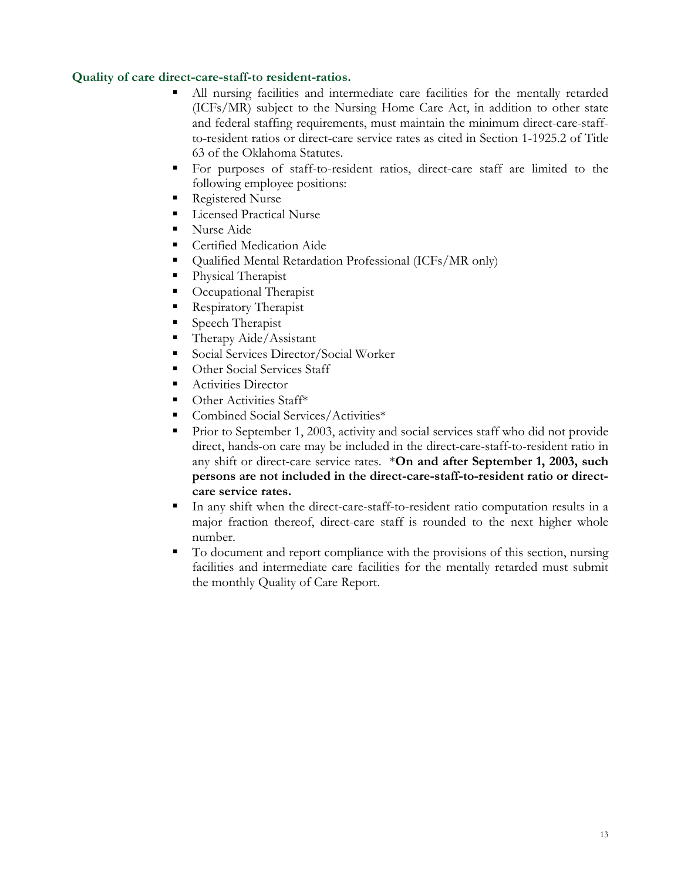### Quality of care direct-care-staff-to resident-ratios.

- All nursing facilities and intermediate care facilities for the mentally retarded (ICFs/MR) subject to the Nursing Home Care Act, in addition to other state and federal staffing requirements, must maintain the minimum direct-care-staff-to-resident ratios or direct-care service rates as cited in Section 1-1925.2 of Title 63 of the Oklahoma Statutes.
- For purposes of staff-to-resident ratios, direct-care staff are limited to the following employee positions:
- Registered Nurse
- Licensed Practical Nurse
- Nurse Aide
- Certified Medication Aide
- Qualified Mental Retardation Professional (ICFs/MR only)
- Physical Therapist
- Occupational Therapist
- Respiratory Therapist
- Speech Therapist
- Therapy Aide/Assistant
- Social Services Director/Social Worker
- Other Social Services Staff
- Activities Director
- Other Activities Staff*
- Combined Social Services/Activities*
- Prior to September 1, 2003, activity and social services staff who did not provide direct, hands-on care may be included in the direct-care-staff-to-resident ratio in any shift or direct-care service rates. ***On and after September 1, 2003, such persons are not included in the direct-care-staff-to-resident ratio or direct-care service rates.**
- In any shift when the direct-care-staff-to-resident ratio computation results in a major fraction thereof, direct-care staff is rounded to the next higher whole number.
- To document and report compliance with the provisions of this section, nursing facilities and intermediate care facilities for the mentally retarded must submit the monthly Quality of Care Report.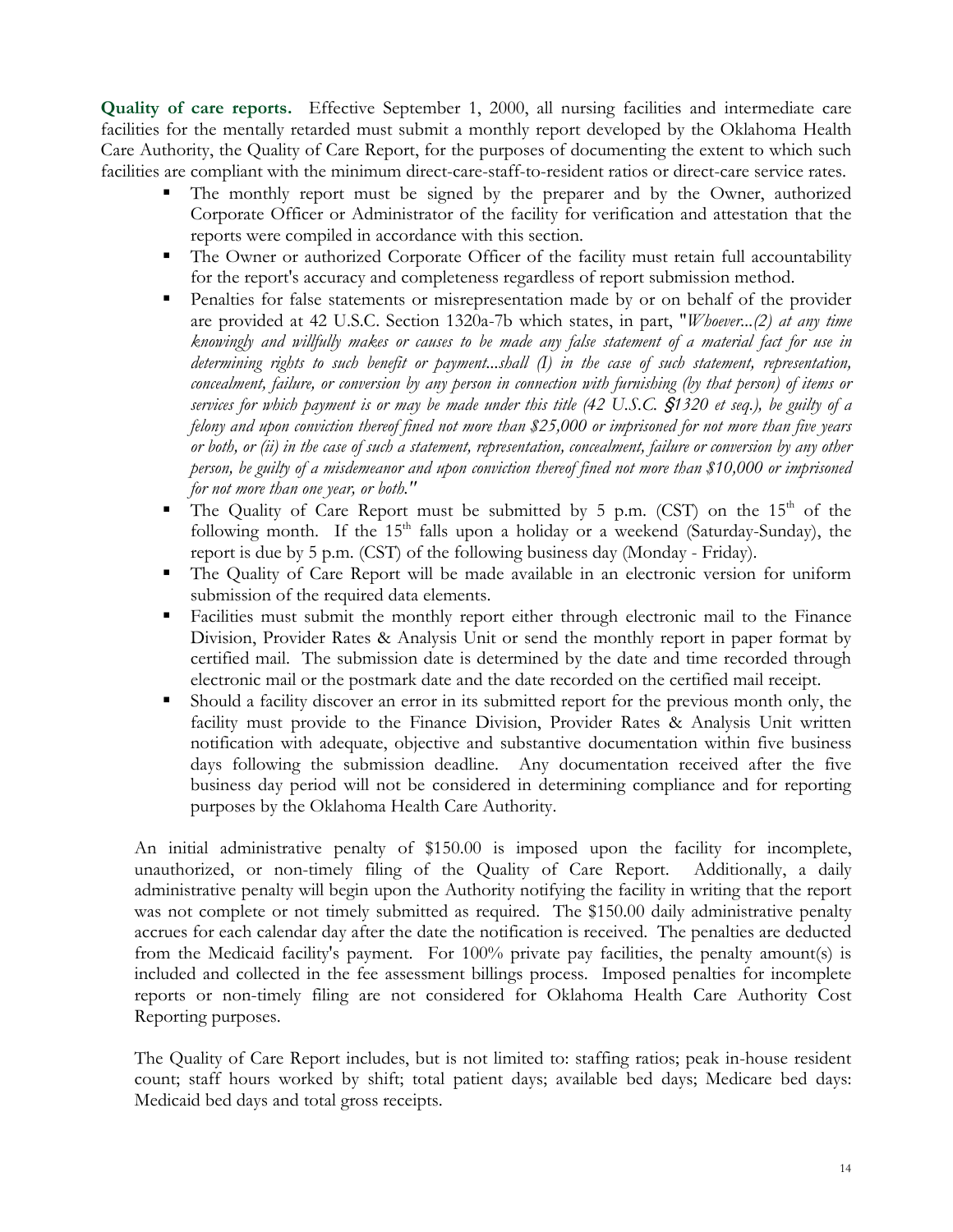**Quality of care reports.** Effective September 1, 2000, all nursing facilities and intermediate care facilities for the mentally retarded must submit a monthly report developed by the Oklahoma Health Care Authority, the Quality of Care Report, for the purposes of documenting the extent to which such facilities are compliant with the minimum direct-care-staff-to-resident ratios or direct-care service rates.

- The monthly report must be signed by the preparer and by the Owner, authorized Corporate Officer or Administrator of the facility for verification and attestation that the reports were compiled in accordance with this section.
- The Owner or authorized Corporate Officer of the facility must retain full accountability for the report's accuracy and completeness regardless of report submission method.
- Penalties for false statements or misrepresentation made by or on behalf of the provider are provided at 42 U.S.C. Section 1320a-7b which states, in part, "*Whoever...(2) at any time knowingly and willfully makes or causes to be made any false statement of a material fact for use in determining rights to such benefit or payment...shall (I) in the case of such statement, representation, concealment, failure, or conversion by any person in connection with furnishing (by that person) of items or services for which payment is or may be made under this title (42 U.S.C. §1320 et seq.), be guilty of a felony and upon conviction thereof fined not more than $25,000 or imprisoned for not more than five years or both, or (ii) in the case of such a statement, representation, concealment, failure or conversion by any other person, be guilty of a misdemeanor and upon conviction thereof fined not more than $10,000 or imprisoned for not more than one year, or both.*"
- The Quality of Care Report must be submitted by 5 p.m. (CST) on the 15th of the following month. If the 15th falls upon a holiday or a weekend (Saturday-Sunday), the report is due by 5 p.m. (CST) of the following business day (Monday - Friday).
- The Quality of Care Report will be made available in an electronic version for uniform submission of the required data elements.
- Facilities must submit the monthly report either through electronic mail to the Finance Division, Provider Rates & Analysis Unit or send the monthly report in paper format by certified mail. The submission date is determined by the date and time recorded through electronic mail or the postmark date and the date recorded on the certified mail receipt.
- Should a facility discover an error in its submitted report for the previous month only, the facility must provide to the Finance Division, Provider Rates & Analysis Unit written notification with adequate, objective and substantive documentation within five business days following the submission deadline. Any documentation received after the five business day period will not be considered in determining compliance and for reporting purposes by the Oklahoma Health Care Authority.

An initial administrative penalty of $150.00 is imposed upon the facility for incomplete, unauthorized, or non-timely filing of the Quality of Care Report. Additionally, a daily administrative penalty will begin upon the Authority notifying the facility in writing that the report was not complete or not timely submitted as required. The $150.00 daily administrative penalty accrues for each calendar day after the date the notification is received. The penalties are deducted from the Medicaid facility's payment. For 100% private pay facilities, the penalty amount(s) is included and collected in the fee assessment billings process. Imposed penalties for incomplete reports or non-timely filing are not considered for Oklahoma Health Care Authority Cost Reporting purposes.

The Quality of Care Report includes, but is not limited to: staffing ratios; peak in-house resident count; staff hours worked by shift; total patient days; available bed days; Medicare bed days: Medicaid bed days and total gross receipts.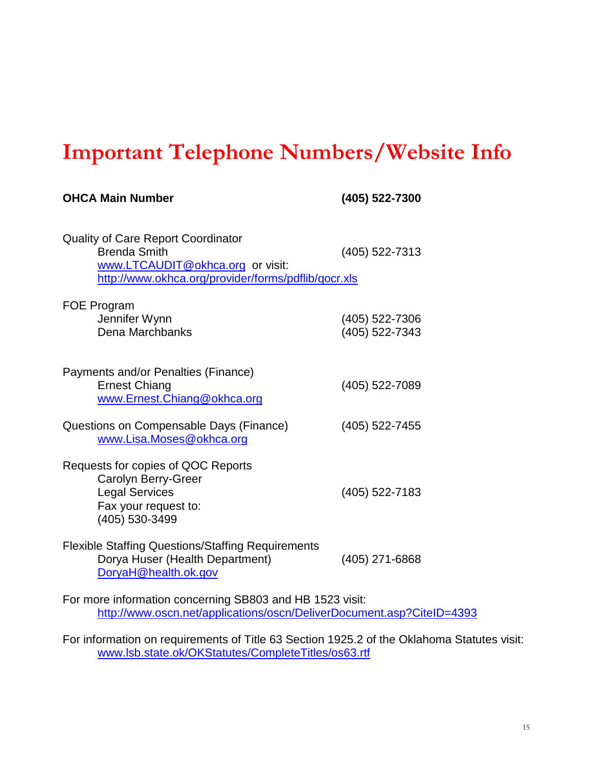# Important Telephone Numbers/Website Info

**OHCA Main Number** **(405) 522-7300**

Quality of Care Report Coordinator
Brenda Smith (405) 522-7313
www.LTCAUDIT@okhca.org or visit:
http://www.okhca.org/provider/forms/pdflib/qocr.xls

FOE Program
Jennifer Wynn (405) 522-7306
Dena Marchbanks (405) 522-7343

Payments and/or Penalties (Finance)
Ernest Chiang (405) 522-7089
www.Ernest.Chiang@okhca.org

Questions on Compensable Days (Finance) (405) 522-7455
www.Lisa.Moses@okhca.org

Requests for copies of QOC Reports
Carolyn Berry-Greer
Legal Services (405) 522-7183
Fax your request to:
(405) 530-3499

Flexible Staffing Questions/Staffing Requirements
Dorya Huser (Health Department) (405) 271-6868
DoryaH@health.ok.gov

For more information concerning SB803 and HB 1523 visit:
http://www.oscn.net/applications/oscn/DeliverDocument.asp?CiteID=4393

For information on requirements of Title 63 Section 1925.2 of the Oklahoma Statutes visit:
www.lsb.state.ok/OKStatutes/CompleteTitles/os63.rtf